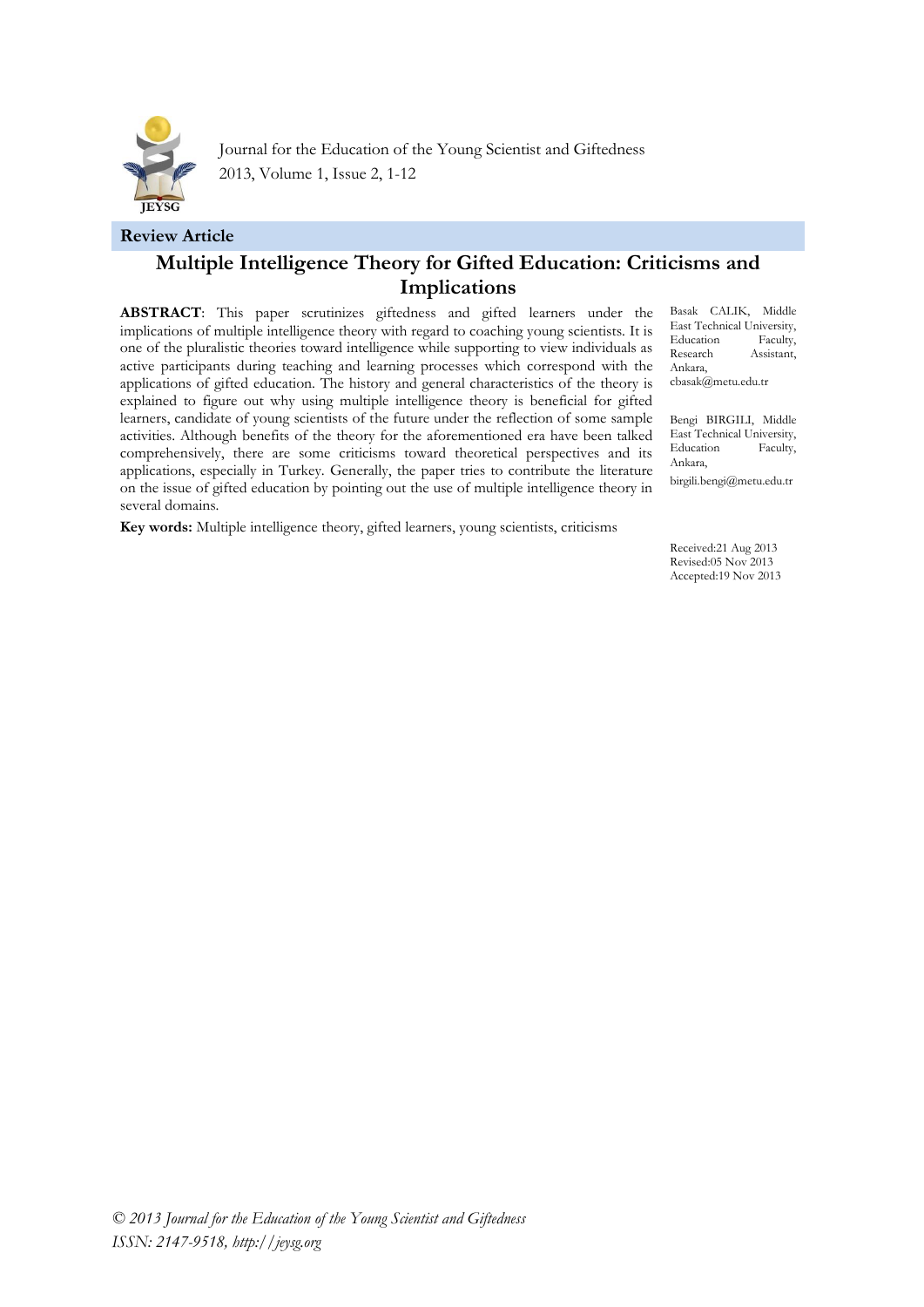**Review Article**

# Multiple Intelligence Theory for Gifted Education: Criticisms and Implications

Basak CALIK, Middle East Technical University, Education Faculty, Research Assistant, Ankara, cbasak@metu.edu.tr

Bengi BIRGILI, Middle East Technical University, Education Faculty, Ankara, birgili.bengi@metu.edu.tr

**ABSTRACT**: This paper scrutinizes giftedness and gifted learners under the implications of multiple intelligence theory with regard to coaching young scientists. It is one of the pluralistic theories toward intelligence while supporting to view individuals as active participants during teaching and learning processes which correspond with the applications of gifted education. The history and general characteristics of the theory is explained to figure out why using multiple intelligence theory is beneficial for gifted learners, candidate of young scientists of the future under the reflection of some sample activities. Although benefits of the theory for the aforementioned era have been talked comprehensively, there are some criticisms toward theoretical perspectives and its applications, especially in Turkey. Generally, the paper tries to contribute the literature on the issue of gifted education by pointing out the use of multiple intelligence theory in several domains.

**Key words:** Multiple intelligence theory, gifted learners, young scientists, criticisms

Received:21 Aug 2013
Revised:05 Nov 2013
Accepted:19 Nov 2013

*© 2013 Journal for the Education of the Young Scientist and Giftedness*
*ISSN: 2147-9518, http://jeysg.org*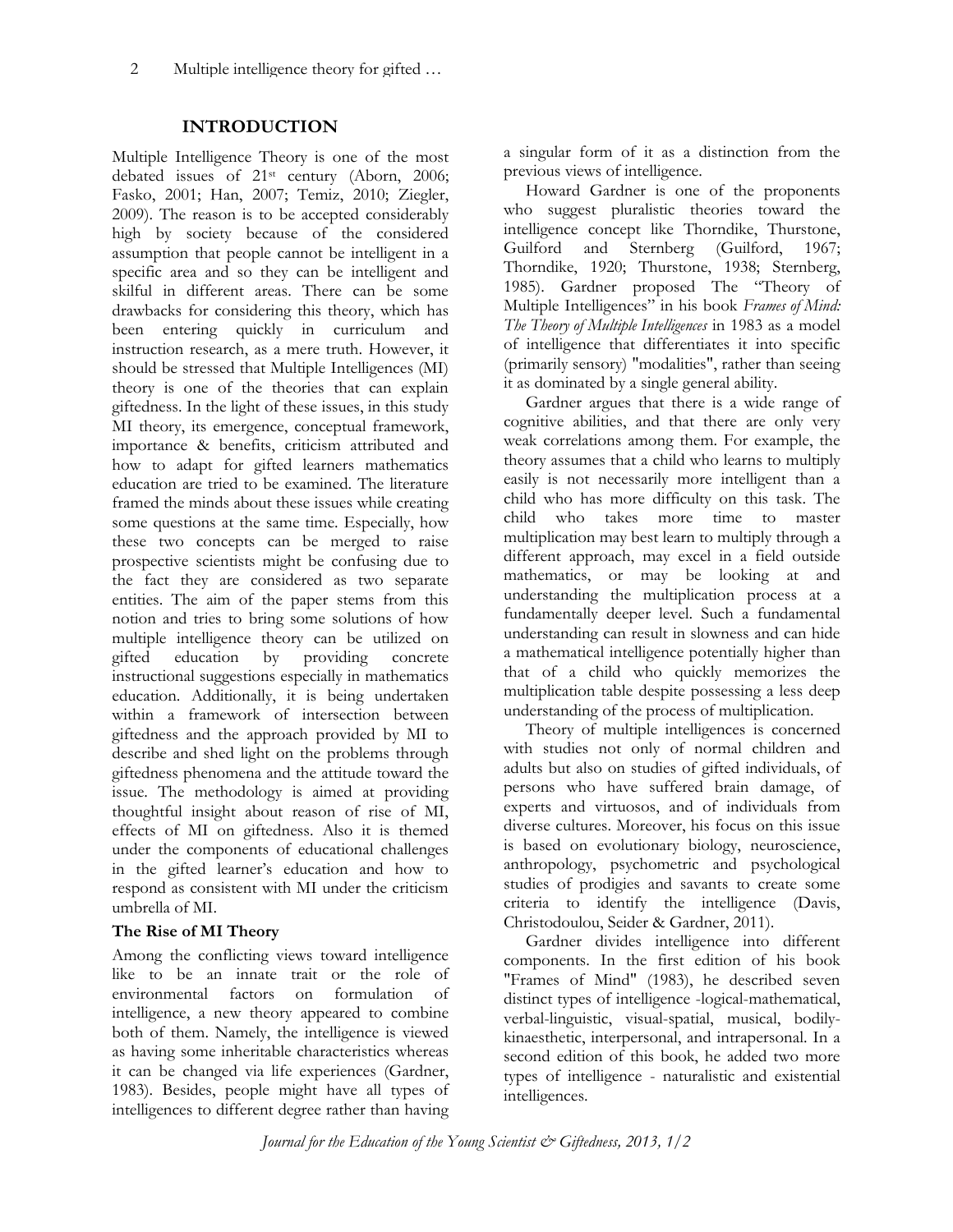## INTRODUCTION

Multiple Intelligence Theory is one of the most debated issues of 21st century (Aborn, 2006; Fasko, 2001; Han, 2007; Temiz, 2010; Ziegler, 2009). The reason is to be accepted considerably high by society because of the considered assumption that people cannot be intelligent in a specific area and so they can be intelligent and skilful in different areas. There can be some drawbacks for considering this theory, which has been entering quickly in curriculum and instruction research, as a mere truth. However, it should be stressed that Multiple Intelligences (MI) theory is one of the theories that can explain giftedness. In the light of these issues, in this study MI theory, its emergence, conceptual framework, importance & benefits, criticism attributed and how to adapt for gifted learners mathematics education are tried to be examined. The literature framed the minds about these issues while creating some questions at the same time. Especially, how these two concepts can be merged to raise prospective scientists might be confusing due to the fact they are considered as two separate entities. The aim of the paper stems from this notion and tries to bring some solutions of how multiple intelligence theory can be utilized on gifted education by providing concrete instructional suggestions especially in mathematics education. Additionally, it is being undertaken within a framework of intersection between giftedness and the approach provided by MI to describe and shed light on the problems through giftedness phenomena and the attitude toward the issue. The methodology is aimed at providing thoughtful insight about reason of rise of MI, effects of MI on giftedness. Also it is themed under the components of educational challenges in the gifted learner's education and how to respond as consistent with MI under the criticism umbrella of MI.

### The Rise of MI Theory

Among the conflicting views toward intelligence like to be an innate trait or the role of environmental factors on formulation of intelligence, a new theory appeared to combine both of them. Namely, the intelligence is viewed as having some inheritable characteristics whereas it can be changed via life experiences (Gardner, 1983). Besides, people might have all types of intelligences to different degree rather than having a singular form of it as a distinction from the previous views of intelligence.

Howard Gardner is one of the proponents who suggest pluralistic theories toward the intelligence concept like Thorndike, Thurstone, Guilford and Sternberg (Guilford, 1967; Thorndike, 1920; Thurstone, 1938; Sternberg, 1985). Gardner proposed The "Theory of Multiple Intelligences" in his book *Frames of Mind: The Theory of Multiple Intelligences* in 1983 as a model of intelligence that differentiates it into specific (primarily sensory) "modalities", rather than seeing it as dominated by a single general ability.

Gardner argues that there is a wide range of cognitive abilities, and that there are only very weak correlations among them. For example, the theory assumes that a child who learns to multiply easily is not necessarily more intelligent than a child who has more difficulty on this task. The child who takes more time to master multiplication may best learn to multiply through a different approach, may excel in a field outside mathematics, or may be looking at and understanding the multiplication process at a fundamentally deeper level. Such a fundamental understanding can result in slowness and can hide a mathematical intelligence potentially higher than that of a child who quickly memorizes the multiplication table despite possessing a less deep understanding of the process of multiplication.

Theory of multiple intelligences is concerned with studies not only of normal children and adults but also on studies of gifted individuals, of persons who have suffered brain damage, of experts and virtuosos, and of individuals from diverse cultures. Moreover, his focus on this issue is based on evolutionary biology, neuroscience, anthropology, psychometric and psychological studies of prodigies and savants to create some criteria to identify the intelligence (Davis, Christodoulou, Seider & Gardner, 2011).

Gardner divides intelligence into different components. In the first edition of his book "Frames of Mind" (1983), he described seven distinct types of intelligence -logical-mathematical, verbal-linguistic, visual-spatial, musical, bodily-kinaesthetic, interpersonal, and intrapersonal. In a second edition of this book, he added two more types of intelligence - naturalistic and existential intelligences.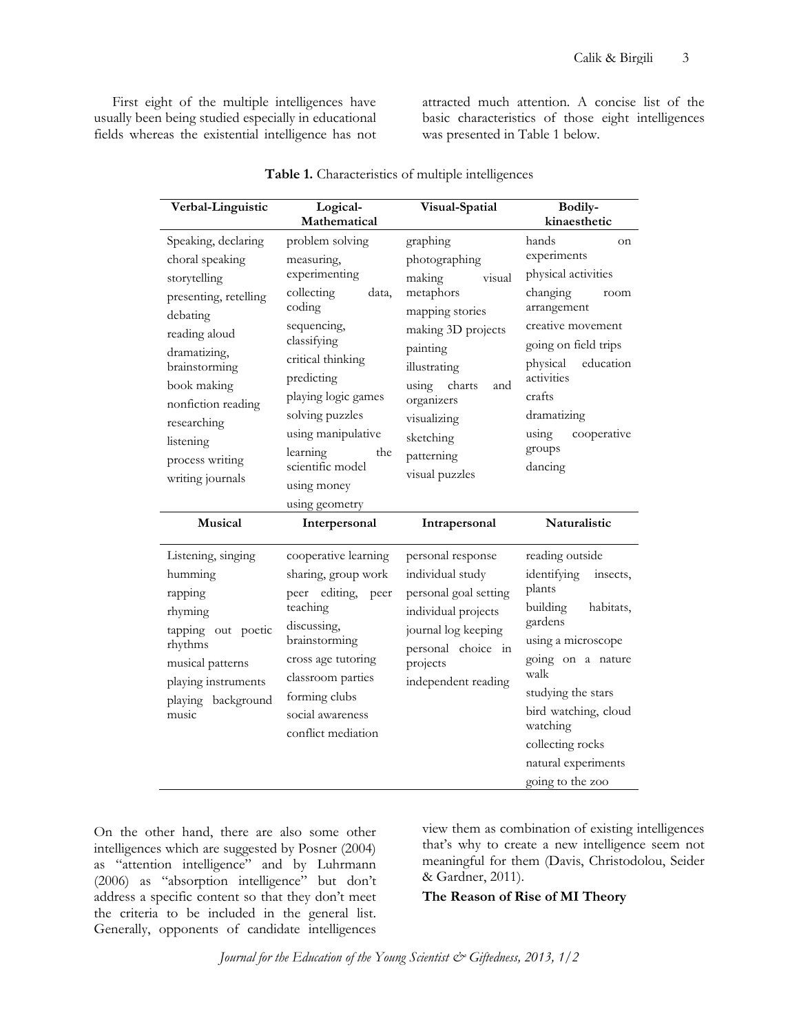First eight of the multiple intelligences have usually been being studied especially in educational fields whereas the existential intelligence has not attracted much attention. A concise list of the basic characteristics of those eight intelligences was presented in Table 1 below.

**Table 1.** Characteristics of multiple intelligences

| Verbal-Linguistic | Logical-Mathematical | Visual-Spatial | Bodily-kinaesthetic |
|---|---|---|---|
| Speaking, declaring | problem solving | graphing | hands on experiments |
| choral speaking | measuring, experimenting | photographing | physical activities |
| storytelling | collecting data, coding | making visual metaphors | changing room arrangement |
| presenting, retelling | sequencing, classifying | mapping stories | creative movement |
| debating | critical thinking | making 3D projects | going on field trips |
| reading aloud | predicting | painting | physical education activities |
| dramatizing, brainstorming | playing logic games | illustrating | crafts |
| book making | solving puzzles | using charts and organizers | dramatizing |
| nonfiction reading | using manipulative | visualizing | using cooperative groups |
| researching | learning the scientific model | sketching | dancing |
| listening | using money | patterning | |
| process writing | using geometry | visual puzzles | |
| writing journals | | | |
| **Musical** | **Interpersonal** | **Intrapersonal** | **Naturalistic** |
| Listening, singing | cooperative learning | personal response | reading outside |
| humming | sharing, group work | individual study | identifying insects, plants |
| rapping | peer editing, peer teaching | personal goal setting | building habitats, gardens |
| rhyming | discussing, brainstorming | individual projects | using a microscope |
| tapping out poetic rhythms | cross age tutoring | journal log keeping | going on a nature walk |
| musical patterns | classroom parties | personal choice in projects | studying the stars |
| playing instruments | forming clubs | independent reading | bird watching, cloud watching |
| playing background music | social awareness | | collecting rocks |
| | conflict mediation | | natural experiments |
| | | | going to the zoo |

On the other hand, there are also some other intelligences which are suggested by Posner (2004) as "attention intelligence" and by Luhrmann (2006) as "absorption intelligence" but don't address a specific content so that they don't meet the criteria to be included in the general list. Generally, opponents of candidate intelligences view them as combination of existing intelligences that's why to create a new intelligence seem not meaningful for them (Davis, Christodolou, Seider & Gardner, 2011).

**The Reason of Rise of MI Theory**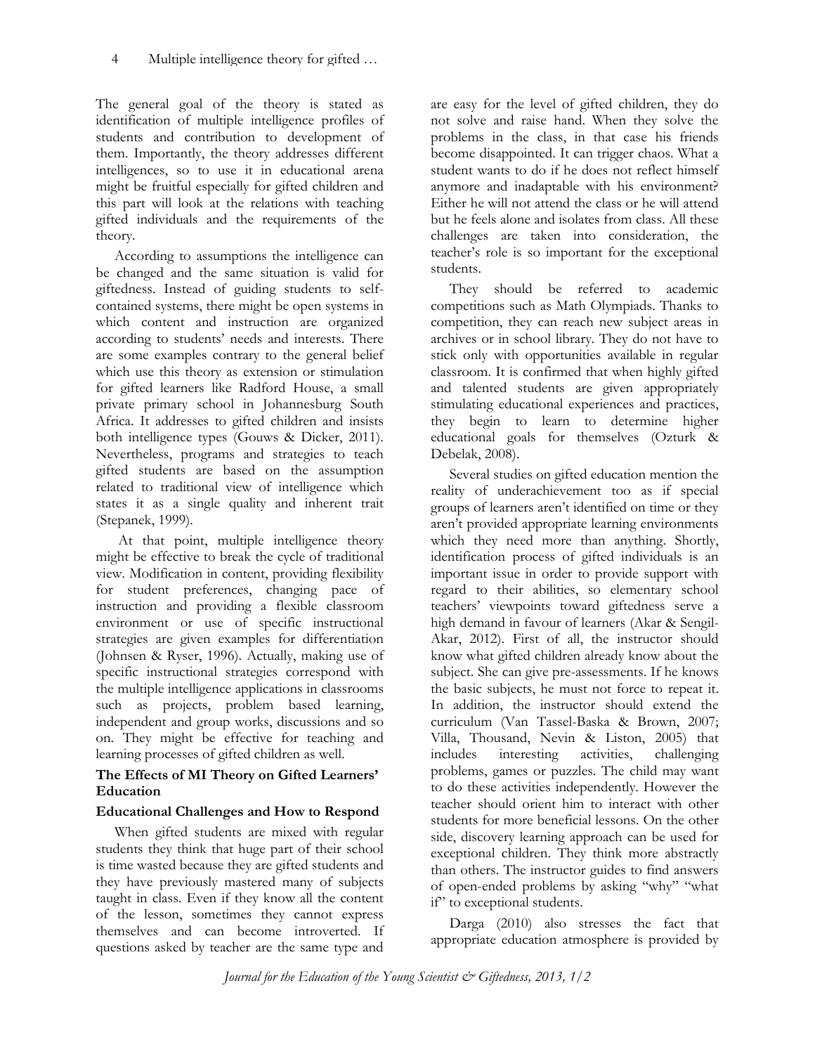The general goal of the theory is stated as identification of multiple intelligence profiles of students and contribution to development of them. Importantly, the theory addresses different intelligences, so to use it in educational arena might be fruitful especially for gifted children and this part will look at the relations with teaching gifted individuals and the requirements of the theory.

According to assumptions the intelligence can be changed and the same situation is valid for giftedness. Instead of guiding students to self-contained systems, there might be open systems in which content and instruction are organized according to students' needs and interests. There are some examples contrary to the general belief which use this theory as extension or stimulation for gifted learners like Radford House, a small private primary school in Johannesburg South Africa. It addresses to gifted children and insists both intelligence types (Gouws & Dicker, 2011). Nevertheless, programs and strategies to teach gifted students are based on the assumption related to traditional view of intelligence which states it as a single quality and inherent trait (Stepanek, 1999).

At that point, multiple intelligence theory might be effective to break the cycle of traditional view. Modification in content, providing flexibility for student preferences, changing pace of instruction and providing a flexible classroom environment or use of specific instructional strategies are given examples for differentiation (Johnsen & Ryser, 1996). Actually, making use of specific instructional strategies correspond with the multiple intelligence applications in classrooms such as projects, problem based learning, independent and group works, discussions and so on. They might be effective for teaching and learning processes of gifted children as well.

## The Effects of MI Theory on Gifted Learners' Education

### Educational Challenges and How to Respond

When gifted students are mixed with regular students they think that huge part of their school is time wasted because they are gifted students and they have previously mastered many of subjects taught in class. Even if they know all the content of the lesson, sometimes they cannot express themselves and can become introverted. If questions asked by teacher are the same type and are easy for the level of gifted children, they do not solve and raise hand. When they solve the problems in the class, in that case his friends become disappointed. It can trigger chaos. What a student wants to do if he does not reflect himself anymore and inadaptable with his environment? Either he will not attend the class or he will attend but he feels alone and isolates from class. All these challenges are taken into consideration, the teacher's role is so important for the exceptional students.

They should be referred to academic competitions such as Math Olympiads. Thanks to competition, they can reach new subject areas in archives or in school library. They do not have to stick only with opportunities available in regular classroom. It is confirmed that when highly gifted and talented students are given appropriately stimulating educational experiences and practices, they begin to learn to determine higher educational goals for themselves (Ozturk & Debelak, 2008).

Several studies on gifted education mention the reality of underachievement too as if special groups of learners aren't identified on time or they aren't provided appropriate learning environments which they need more than anything. Shortly, identification process of gifted individuals is an important issue in order to provide support with regard to their abilities, so elementary school teachers' viewpoints toward giftedness serve a high demand in favour of learners (Akar & Sengil-Akar, 2012). First of all, the instructor should know what gifted children already know about the subject. She can give pre-assessments. If he knows the basic subjects, he must not force to repeat it. In addition, the instructor should extend the curriculum (Van Tassel-Baska & Brown, 2007; Villa, Thousand, Nevin & Liston, 2005) that includes interesting activities, challenging problems, games or puzzles. The child may want to do these activities independently. However the teacher should orient him to interact with other students for more beneficial lessons. On the other side, discovery learning approach can be used for exceptional children. They think more abstractly than others. The instructor guides to find answers of open-ended problems by asking "why" "what if" to exceptional students.

Darga (2010) also stresses the fact that appropriate education atmosphere is provided by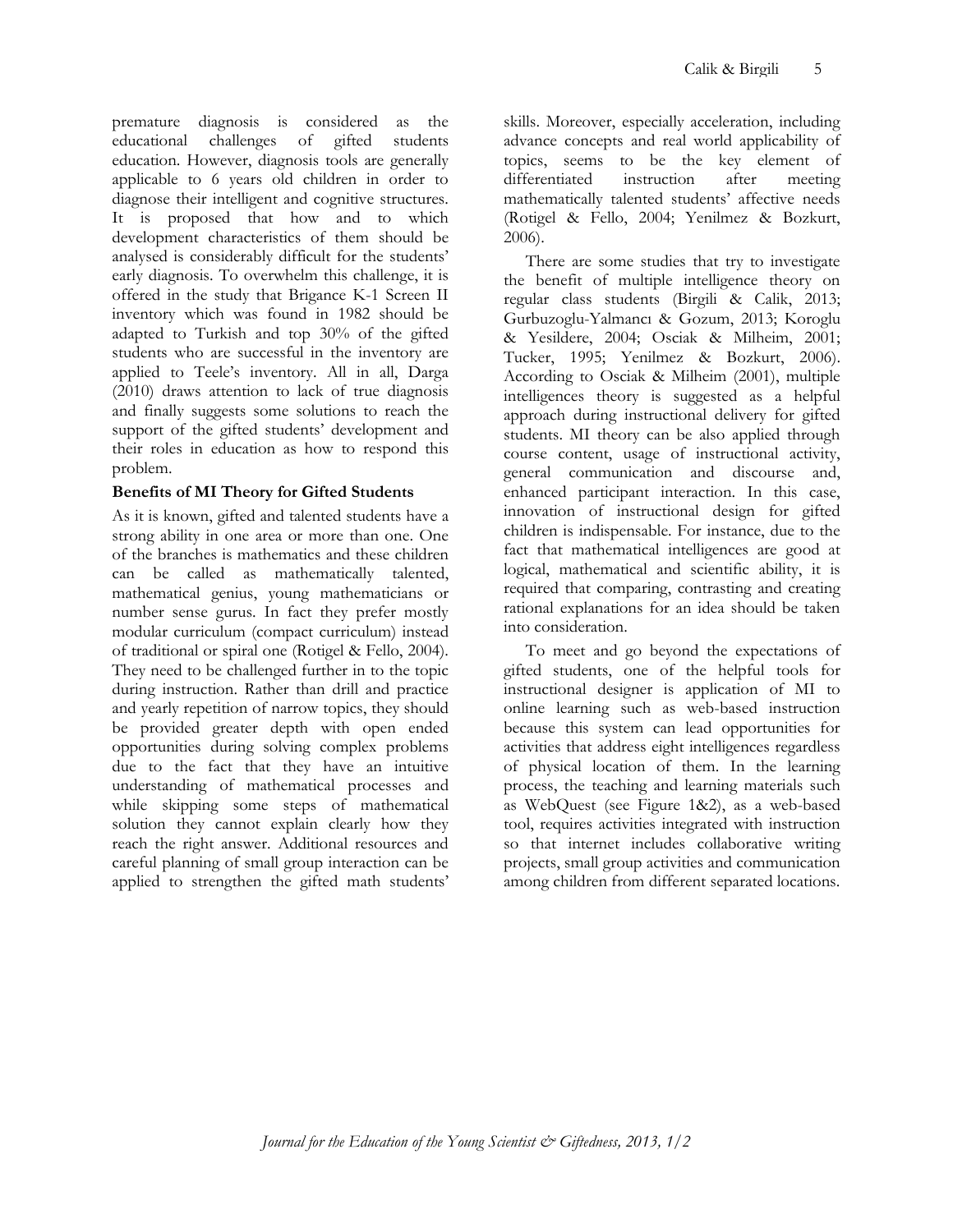premature diagnosis is considered as the educational challenges of gifted students education. However, diagnosis tools are generally applicable to 6 years old children in order to diagnose their intelligent and cognitive structures. It is proposed that how and to which development characteristics of them should be analysed is considerably difficult for the students' early diagnosis. To overwhelm this challenge, it is offered in the study that Brigance K-1 Screen II inventory which was found in 1982 should be adapted to Turkish and top 30% of the gifted students who are successful in the inventory are applied to Teele's inventory. All in all, Darga (2010) draws attention to lack of true diagnosis and finally suggests some solutions to reach the support of the gifted students' development and their roles in education as how to respond this problem.

### Benefits of MI Theory for Gifted Students

As it is known, gifted and talented students have a strong ability in one area or more than one. One of the branches is mathematics and these children can be called as mathematically talented, mathematical genius, young mathematicians or number sense gurus. In fact they prefer mostly modular curriculum (compact curriculum) instead of traditional or spiral one (Rotigel & Fello, 2004). They need to be challenged further in to the topic during instruction. Rather than drill and practice and yearly repetition of narrow topics, they should be provided greater depth with open ended opportunities during solving complex problems due to the fact that they have an intuitive understanding of mathematical processes and while skipping some steps of mathematical solution they cannot explain clearly how they reach the right answer. Additional resources and careful planning of small group interaction can be applied to strengthen the gifted math students' skills. Moreover, especially acceleration, including advance concepts and real world applicability of topics, seems to be the key element of differentiated instruction after meeting mathematically talented students' affective needs (Rotigel & Fello, 2004; Yenilmez & Bozkurt, 2006).

There are some studies that try to investigate the benefit of multiple intelligence theory on regular class students (Birgili & Calik, 2013; Gurbuzoglu-Yalmancı & Gozum, 2013; Koroglu & Yesildere, 2004; Osciak & Milheim, 2001; Tucker, 1995; Yenilmez & Bozkurt, 2006). According to Osciak & Milheim (2001), multiple intelligences theory is suggested as a helpful approach during instructional delivery for gifted students. MI theory can be also applied through course content, usage of instructional activity, general communication and discourse and, enhanced participant interaction. In this case, innovation of instructional design for gifted children is indispensable. For instance, due to the fact that mathematical intelligences are good at logical, mathematical and scientific ability, it is required that comparing, contrasting and creating rational explanations for an idea should be taken into consideration.

To meet and go beyond the expectations of gifted students, one of the helpful tools for instructional designer is application of MI to online learning such as web-based instruction because this system can lead opportunities for activities that address eight intelligences regardless of physical location of them. In the learning process, the teaching and learning materials such as WebQuest (see Figure 1&2), as a web-based tool, requires activities integrated with instruction so that internet includes collaborative writing projects, small group activities and communication among children from different separated locations.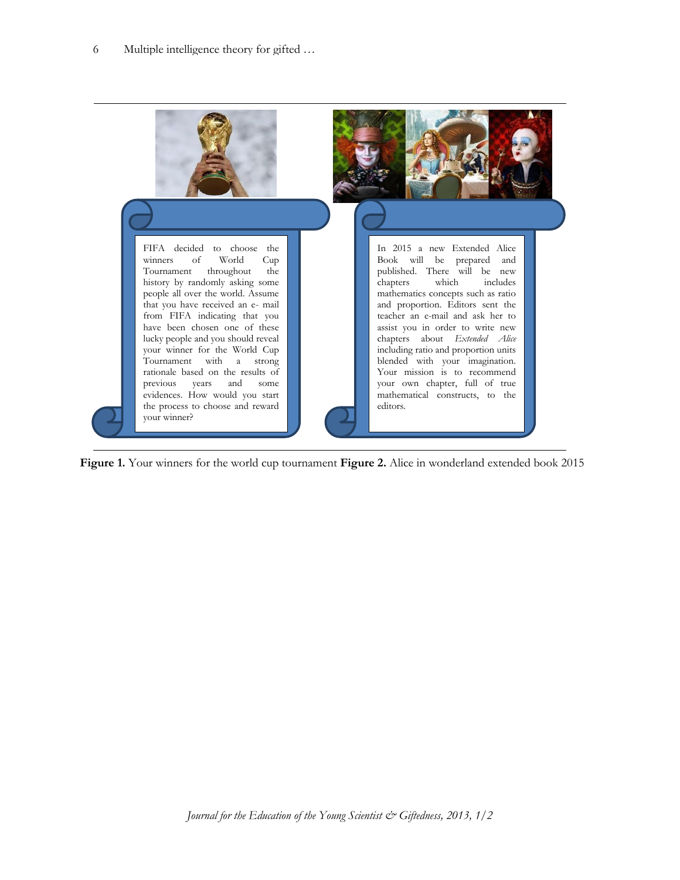FIFA decided to choose the winners of World Cup Tournament throughout the history by randomly asking some people all over the world. Assume that you have received an e- mail from FIFA indicating that you have been chosen one of these lucky people and you should reveal your winner for the World Cup Tournament with a strong rationale based on the results of previous years and some evidences. How would you start the process to choose and reward your winner?

In 2015 a new Extended Alice Book will be prepared and published. There will be new chapters which includes mathematics concepts such as ratio and proportion. Editors sent the teacher an e-mail and ask her to assist you in order to write new chapters about *Extended Alice* including ratio and proportion units blended with your imagination. Your mission is to recommend your own chapter, full of true mathematical constructs, to the editors.

**Figure 1.** Your winners for the world cup tournament **Figure 2.** Alice in wonderland extended book 2015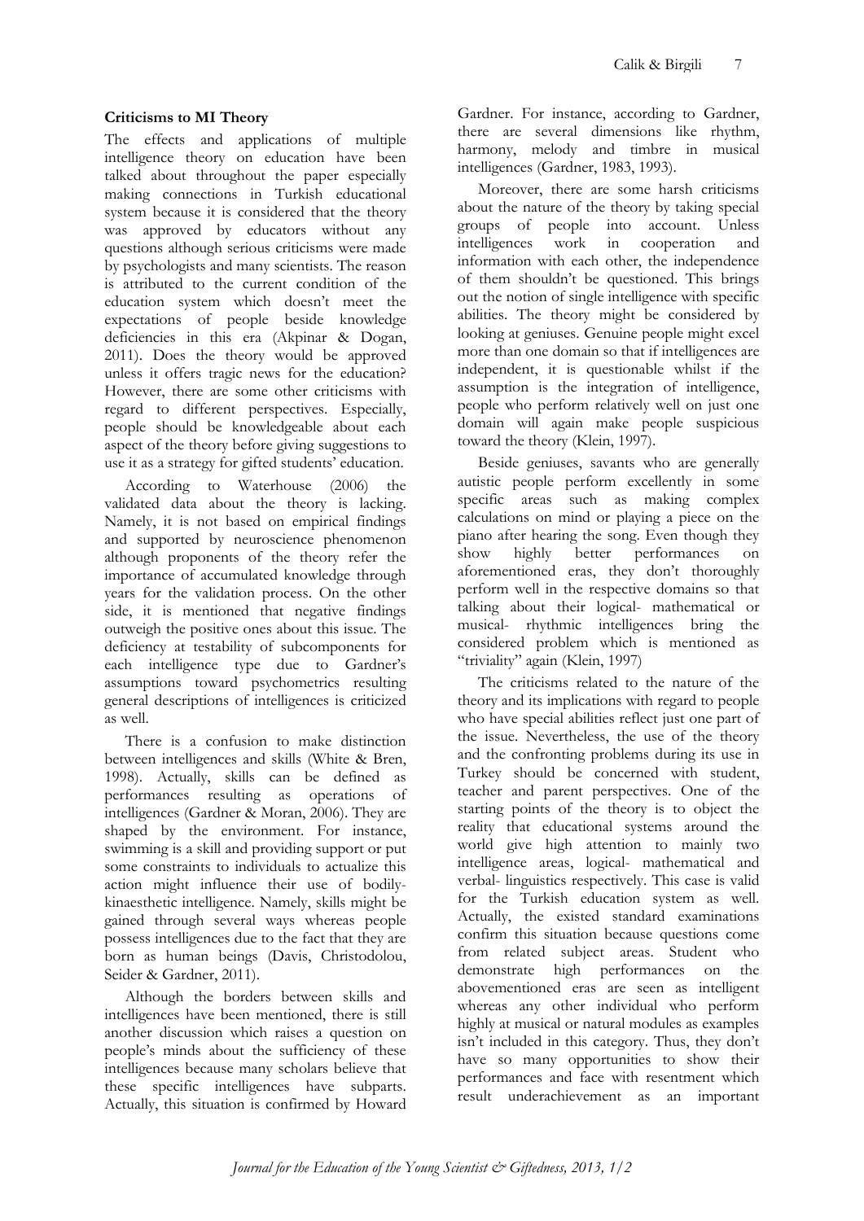**Criticisms to MI Theory**

The effects and applications of multiple intelligence theory on education have been talked about throughout the paper especially making connections in Turkish educational system because it is considered that the theory was approved by educators without any questions although serious criticisms were made by psychologists and many scientists. The reason is attributed to the current condition of the education system which doesn't meet the expectations of people beside knowledge deficiencies in this era (Akpinar & Dogan, 2011). Does the theory would be approved unless it offers tragic news for the education? However, there are some other criticisms with regard to different perspectives. Especially, people should be knowledgeable about each aspect of the theory before giving suggestions to use it as a strategy for gifted students' education.

According to Waterhouse (2006) the validated data about the theory is lacking. Namely, it is not based on empirical findings and supported by neuroscience phenomenon although proponents of the theory refer the importance of accumulated knowledge through years for the validation process. On the other side, it is mentioned that negative findings outweigh the positive ones about this issue. The deficiency at testability of subcomponents for each intelligence type due to Gardner's assumptions toward psychometrics resulting general descriptions of intelligences is criticized as well.

There is a confusion to make distinction between intelligences and skills (White & Bren, 1998). Actually, skills can be defined as performances resulting as operations of intelligences (Gardner & Moran, 2006). They are shaped by the environment. For instance, swimming is a skill and providing support or put some constraints to individuals to actualize this action might influence their use of bodily-kinaesthetic intelligence. Namely, skills might be gained through several ways whereas people possess intelligences due to the fact that they are born as human beings (Davis, Christodolou, Seider & Gardner, 2011).

Although the borders between skills and intelligences have been mentioned, there is still another discussion which raises a question on people's minds about the sufficiency of these intelligences because many scholars believe that these specific intelligences have subparts. Actually, this situation is confirmed by Howard Gardner. For instance, according to Gardner, there are several dimensions like rhythm, harmony, melody and timbre in musical intelligences (Gardner, 1983, 1993).

Moreover, there are some harsh criticisms about the nature of the theory by taking special groups of people into account. Unless intelligences work in cooperation and information with each other, the independence of them shouldn't be questioned. This brings out the notion of single intelligence with specific abilities. The theory might be considered by looking at geniuses. Genuine people might excel more than one domain so that if intelligences are independent, it is questionable whilst if the assumption is the integration of intelligence, people who perform relatively well on just one domain will again make people suspicious toward the theory (Klein, 1997).

Beside geniuses, savants who are generally autistic people perform excellently in some specific areas such as making complex calculations on mind or playing a piece on the piano after hearing the song. Even though they show highly better performances on aforementioned eras, they don't thoroughly perform well in the respective domains so that talking about their logical- mathematical or musical- rhythmic intelligences bring the considered problem which is mentioned as "triviality" again (Klein, 1997)

The criticisms related to the nature of the theory and its implications with regard to people who have special abilities reflect just one part of the issue. Nevertheless, the use of the theory and the confronting problems during its use in Turkey should be concerned with student, teacher and parent perspectives. One of the starting points of the theory is to object the reality that educational systems around the world give high attention to mainly two intelligence areas, logical- mathematical and verbal- linguistics respectively. This case is valid for the Turkish education standard as well. Actually, the existed standard examinations confirm this situation because questions come from related subject areas. Student who demonstrate high performances on the abovementioned eras are seen as intelligent whereas any other individual who perform highly at musical or natural modules as examples isn't included in this category. Thus, they don't have so many opportunities to show their performances and face with resentment which result underachievement as an important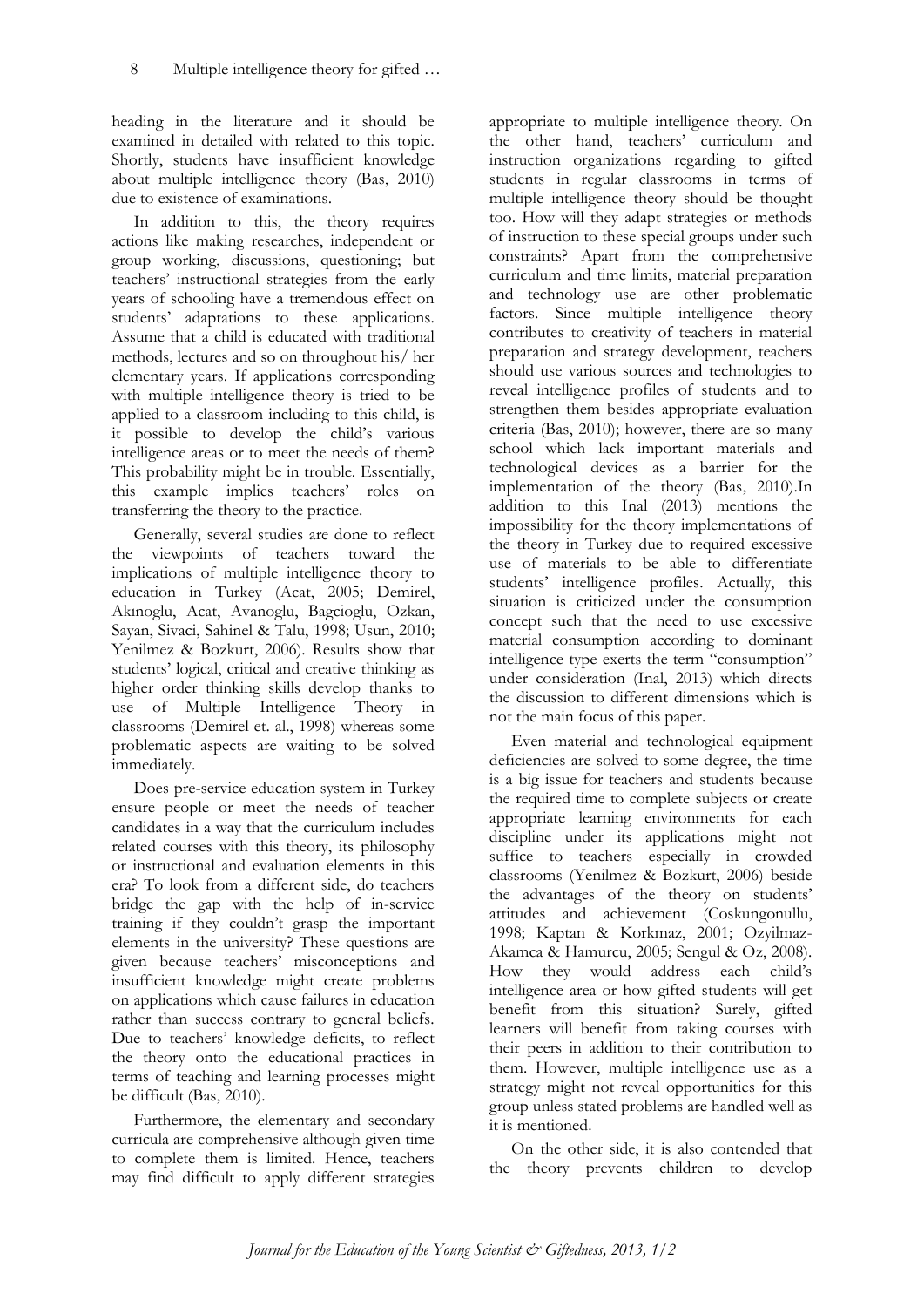heading in the literature and it should be examined in detailed with related to this topic. Shortly, students have insufficient knowledge about multiple intelligence theory (Bas, 2010) due to existence of examinations.

In addition to this, the theory requires actions like making researches, independent or group working, discussions, questioning; but teachers' instructional strategies from the early years of schooling have a tremendous effect on students' adaptations to these applications. Assume that a child is educated with traditional methods, lectures and so on throughout his/ her elementary years. If applications corresponding with multiple intelligence theory is tried to be applied to a classroom including to this child, is it possible to develop the child's various intelligence areas or to meet the needs of them? This probability might be in trouble. Essentially, this example implies teachers' roles on transferring the theory to the practice.

Generally, several studies are done to reflect the viewpoints of teachers toward the implications of multiple intelligence theory to education in Turkey (Acat, 2005; Demirel, Akınoglu, Acat, Avanoglu, Bagcioglu, Ozkan, Sayan, Sivaci, Sahinel & Talu, 1998; Usun, 2010; Yenilmez & Bozkurt, 2006). Results show that students' logical, critical and creative thinking as higher order thinking skills develop thanks to use of Multiple Intelligence Theory in classrooms (Demirel et. al., 1998) whereas some problematic aspects are waiting to be solved immediately.

Does pre-service education system in Turkey ensure people or meet the needs of teacher candidates in a way that the curriculum includes related courses with this theory, its philosophy or instructional and evaluation elements in this era? To look from a different side, do teachers bridge the gap with the help of in-service training if they couldn't grasp the important elements in the university? These questions are given because teachers' misconceptions and insufficient knowledge might create problems on applications which cause failures in education rather than success contrary to general beliefs. Due to teachers' knowledge deficits, to reflect the theory onto the educational practices in terms of teaching and learning processes might be difficult (Bas, 2010).

Furthermore, the elementary and secondary curricula are comprehensive although given time to complete them is limited. Hence, teachers may find difficult to apply different strategies appropriate to multiple intelligence theory. On the other hand, teachers' curriculum and instruction organizations regarding to gifted students in regular classrooms in terms of multiple intelligence theory should be thought too. How will they adapt strategies or methods of instruction to these special groups under such constraints? Apart from the comprehensive curriculum and time limits, material preparation and technology use are other problematic factors. Since multiple intelligence theory contributes to creativity of teachers in material preparation and strategy development, teachers should use various sources and technologies to reveal intelligence profiles of students and to strengthen them besides appropriate evaluation criteria (Bas, 2010); however, there are so many school which lack important materials and technological devices as a barrier for the implementation of the theory (Bas, 2010).In addition to this Inal (2013) mentions the impossibility for the theory implementations of the theory in Turkey due to required excessive use of materials to be able to differentiate students' intelligence profiles. Actually, this situation is criticized under the consumption concept such that the need to use excessive material consumption according to dominant intelligence type exerts the term "consumption" under consideration (Inal, 2013) which directs the discussion to different dimensions which is not the main focus of this paper.

Even material and technological equipment deficiencies are solved to some degree, the time is a big issue for teachers and students because the required time to complete subjects or create appropriate learning environments for each discipline under its applications might not suffice to teachers especially in crowded classrooms (Yenilmez & Bozkurt, 2006) beside the advantages of the theory on students' attitudes and achievement (Coskungonullu, 1998; Kaptan & Korkmaz, 2001; Ozyilmaz-Akamca & Hamurcu, 2005; Sengul & Oz, 2008). How they would address each child's intelligence area or how gifted students will get benefit from this situation? Surely, gifted learners will benefit from taking courses with their peers in addition to their contribution to them. However, multiple intelligence use as a strategy might not reveal opportunities for this group unless stated problems are handled well as it is mentioned.

On the other side, it is also contended that the theory prevents children to develop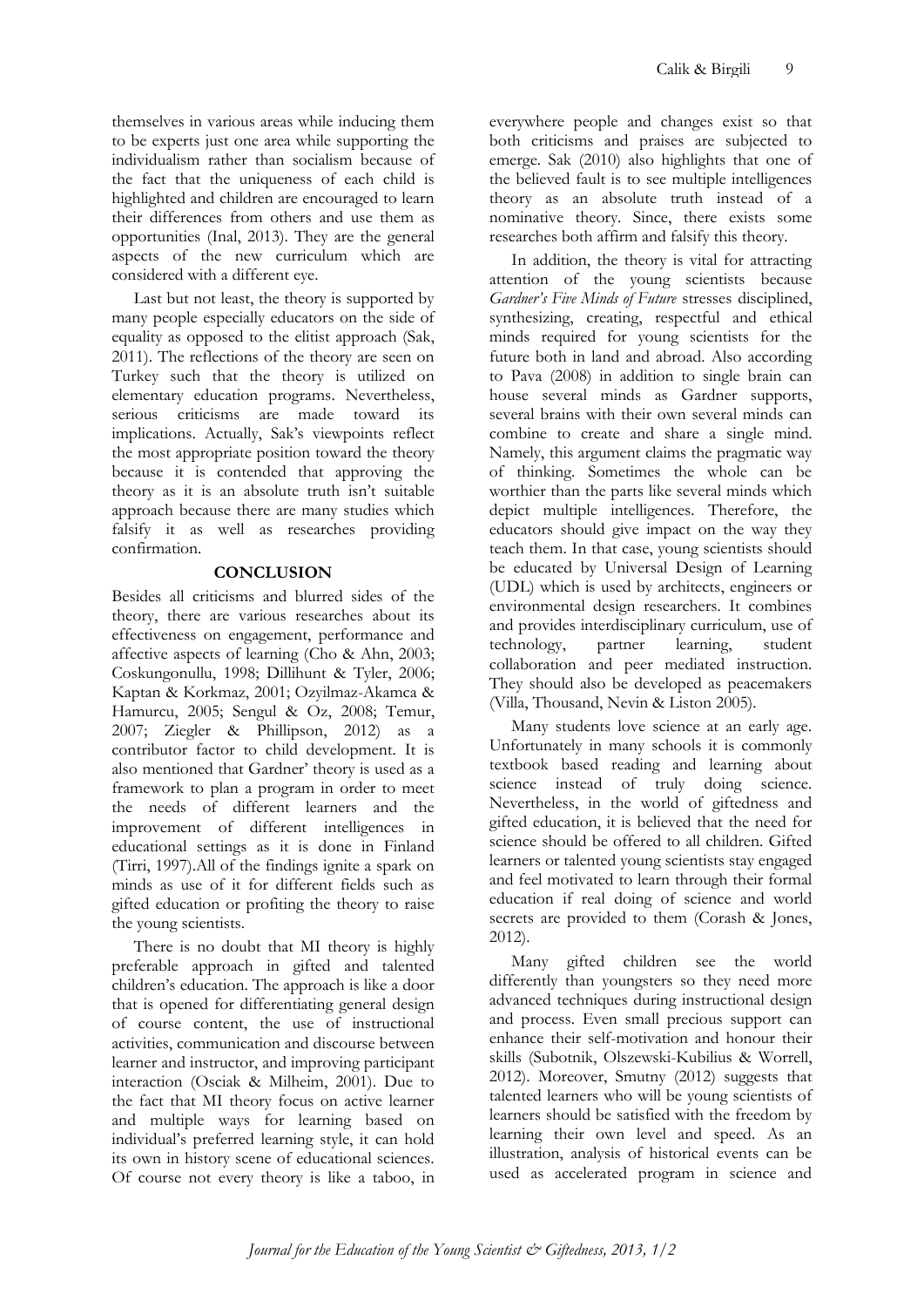themselves in various areas while inducing them to be experts just one area while supporting the individualism rather than socialism because of the fact that the uniqueness of each child is highlighted and children are encouraged to learn their differences from others and use them as opportunities (Inal, 2013). They are the general aspects of the new curriculum which are considered with a different eye.

Last but not least, the theory is supported by many people especially educators on the side of equality as opposed to the elitist approach (Sak, 2011). The reflections of the theory are seen on Turkey such that the theory is utilized on elementary education programs. Nevertheless, serious criticisms are made toward its implications. Actually, Sak's viewpoints reflect the most appropriate position toward the theory because it is contended that approving the theory as it is an absolute truth isn't suitable approach because there are many studies which falsify it as well as researches providing confirmation.

## CONCLUSION

Besides all criticisms and blurred sides of the theory, there are various researches about its effectiveness on engagement, performance and affective aspects of learning (Cho & Ahn, 2003; Coskungonullu, 1998; Dillihunt & Tyler, 2006; Kaptan & Korkmaz, 2001; Ozyilmaz-Akamca & Hamurcu, 2005; Sengul & Oz, 2008; Temur, 2007; Ziegler & Phillipson, 2012) as a contributor factor to child development. It is also mentioned that Gardner' theory is used as a framework to plan a program in order to meet the needs of different learners and the improvement of different intelligences in educational settings as it is done in Finland (Tirri, 1997).All of the findings ignite a spark on minds as use of it for different fields such as gifted education or profiting the theory to raise the young scientists.

There is no doubt that MI theory is highly preferable approach in gifted and talented children's education. The approach is like a door that is opened for differentiating general design of course content, the use of instructional activities, communication and discourse between learner and instructor, and improving participant interaction (Osciak & Milheim, 2001). Due to the fact that MI theory focus on active learner and multiple ways for learning based on individual's preferred learning style, it can hold its own in history scene of educational sciences. Of course not every theory is like a taboo, in everywhere people and changes exist so that both criticisms and praises are subjected to emerge. Sak (2010) also highlights that one of the believed fault is to see multiple intelligences theory as an absolute truth instead of a nominative theory. Since, there exists some researches both affirm and falsify this theory.

In addition, the theory is vital for attracting attention of the young scientists because *Gardner's Five Minds of Future* stresses disciplined, synthesizing, creating, respectful and ethical minds required for young scientists for the future both in land and abroad. Also according to Pava (2008) in addition to single brain can house several minds as Gardner supports, several brains with their own several minds can combine to create and share a single mind. Namely, this argument claims the pragmatic way of thinking. Sometimes the whole can be worthier than the parts like several minds which depict multiple intelligences. Therefore, the educators should give impact on the way they teach them. In that case, young scientists should be educated by Universal Design of Learning (UDL) which is used by architects, engineers or environmental design researchers. It combines and provides interdisciplinary curriculum, use of technology, partner learning, student collaboration and peer mediated instruction. They should also be developed as peacemakers (Villa, Thousand, Nevin & Liston 2005).

Many students love science at an early age. Unfortunately in many schools it is commonly textbook based reading and learning about science instead of truly doing science. Nevertheless, in the world of giftedness and gifted education, it is believed that the need for science should be offered to all children. Gifted learners or talented young scientists stay engaged and feel motivated to learn through their formal education if real doing of science and world secrets are provided to them (Corash & Jones, 2012).

Many gifted children see the world differently than youngsters so they need more advanced techniques during instructional design and process. Even small precious support can enhance their self-motivation and honour their skills (Subotnik, Olszewski-Kubilius & Worrell, 2012). Moreover, Smutny (2012) suggests that talented learners who will be young scientists of learners should be satisfied with the freedom by learning their own level and speed. As an illustration, analysis of historical events can be used as accelerated program in science and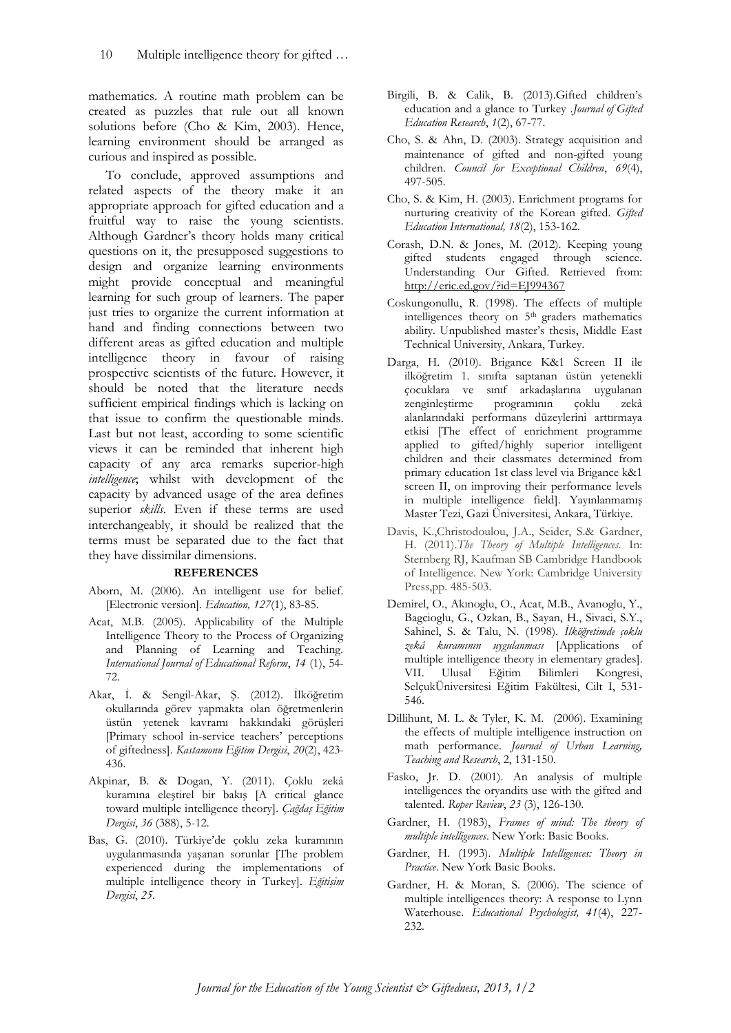mathematics. A routine math problem can be created as puzzles that rule out all known solutions before (Cho & Kim, 2003). Hence, learning environment should be arranged as curious and inspired as possible.

To conclude, approved assumptions and related aspects of the theory make it an appropriate approach for gifted education and a fruitful way to raise the young scientists. Although Gardner's theory holds many critical questions on it, the presupposed suggestions to design and organize learning environments might provide conceptual and meaningful learning for such group of learners. The paper just tries to organize the current information at hand and finding connections between two different areas as gifted education and multiple intelligence theory in favour of raising prospective scientists of the future. However, it should be noted that the literature needs sufficient empirical findings which is lacking on that issue to confirm the questionable minds. Last but not least, according to some scientific views it can be reminded that inherent high capacity of any area remarks superior-high *intelligence*; whilst with development of the capacity by advanced usage of the area defines superior *skills*. Even if these terms are used interchangeably, it should be realized that the terms must be separated due to the fact that they have dissimilar dimensions.

## REFERENCES

Aborn, M. (2006). An intelligent use for belief. [Electronic version]. *Education, 127*(1), 83-85.

Acat, M.B. (2005). Applicability of the Multiple Intelligence Theory to the Process of Organizing and Planning of Learning and Teaching. *International Journal of Educational Reform*, *14* (1), 54-72.

Akar, İ. & Sengil-Akar, Ş. (2012). İlköğretim okullarında görev yapmakta olan öğretmenlerin üstün yetenek kavramı hakkındaki görüşleri [Primary school in-service teachers' perceptions of giftedness]. *Kastamonu Eğitim Dergisi*, *20*(2), 423-436.

Akpinar, B. & Dogan, Y. (2011). Çoklu zekâ kuramına eleştirel bir bakış [A critical glance toward multiple intelligence theory]. *Çağdaş Eğitim Dergisi*, *36* (388), 5-12.

Bas, G. (2010). Türkiye'de çoklu zeka kuramının uygulanmasında yaşanan sorunlar [The problem experienced during the implementations of multiple intelligence theory in Turkey]. *Eğitişim Dergisi*, *25*.

Birgili, B. & Calik, B. (2013).Gifted children's education and a glance to Turkey .*Journal of Gifted Education Research*, *1*(2), 67-77.

Cho, S. & Ahn, D. (2003). Strategy acquisition and maintenance of gifted and non-gifted young children. *Council for Exceptional Children*, *69*(4), 497-505.

Cho, S. & Kim, H. (2003). Enrichment programs for nurturing creativity of the Korean gifted. *Gifted Education International, 18*(2), 153-162.

Corash, D.N. & Jones, M. (2012). Keeping young gifted students engaged through science. Understanding Our Gifted. Retrieved from: http://eric.ed.gov/?id=EJ994367

Coskungonullu, R. (1998). The effects of multiple intelligences theory on 5th graders mathematics ability. Unpublished master's thesis, Middle East Technical University, Ankara, Turkey.

Darga, H. (2010). Brigance K&1 Screen II ile ilköğretim 1. sınıfta saptanan üstün yetenekli çocuklara ve sınıf arkadaşlarına uygulanan zenginleştirme programının çoklu zekâ alanlarındaki performans düzeylerini arttırmaya etkisi [The effect of enrichment programme applied to gifted/highly superior intelligent children and their classmates determined from primary education 1st class level via Brigance k&1 screen II, on improving their performance levels in multiple intelligence field]. Yayınlanmamış Master Tezi, Gazi Üniversitesi, Ankara, Türkiye.

Davis, K.,Christodoulou, J.A., Seider, S.& Gardner, H. (2011).*The Theory of Multiple Intelligences.* In: Sternberg RJ, Kaufman SB Cambridge Handbook of Intelligence. New York: Cambridge University Press,pp. 485-503.

Demirel, O., Akınoglu, O., Acat, M.B., Avanoglu, Y., Bagcioglu, G., Ozkan, B., Sayan, H., Sivaci, S.Y., Sahinel, S. & Talu, N. (1998). *İlköğretimde çoklu zekâ kuramının uygulanması* [Applications of multiple intelligence theory in elementary grades]. VII. Ulusal Eğitim Bilimleri Kongresi, SelçukÜniversitesi Eğitim Fakültesi, Cilt I, 531-546.

Dillihunt, M. L. & Tyler, K. M. (2006). Examining the effects of multiple intelligence instruction on math performance. *Journal of Urban Learning, Teaching and Research*, 2, 131-150.

Fasko, Jr. D. (2001). An analysis of multiple intelligences the oryandits use with the gifted and talented. *Roper Review*, *23* (3), 126-130.

Gardner, H. (1983), *Frames of mind: The theory of multiple intelligences*. New York: Basic Books.

Gardner, H. (1993). *Multiple Intelligences: Theory in Practice*. New York Basic Books.

Gardner, H. & Moran, S. (2006). The science of multiple intelligences theory: A response to Lynn Waterhouse. *Educational Psychologist, 41*(4), 227-232.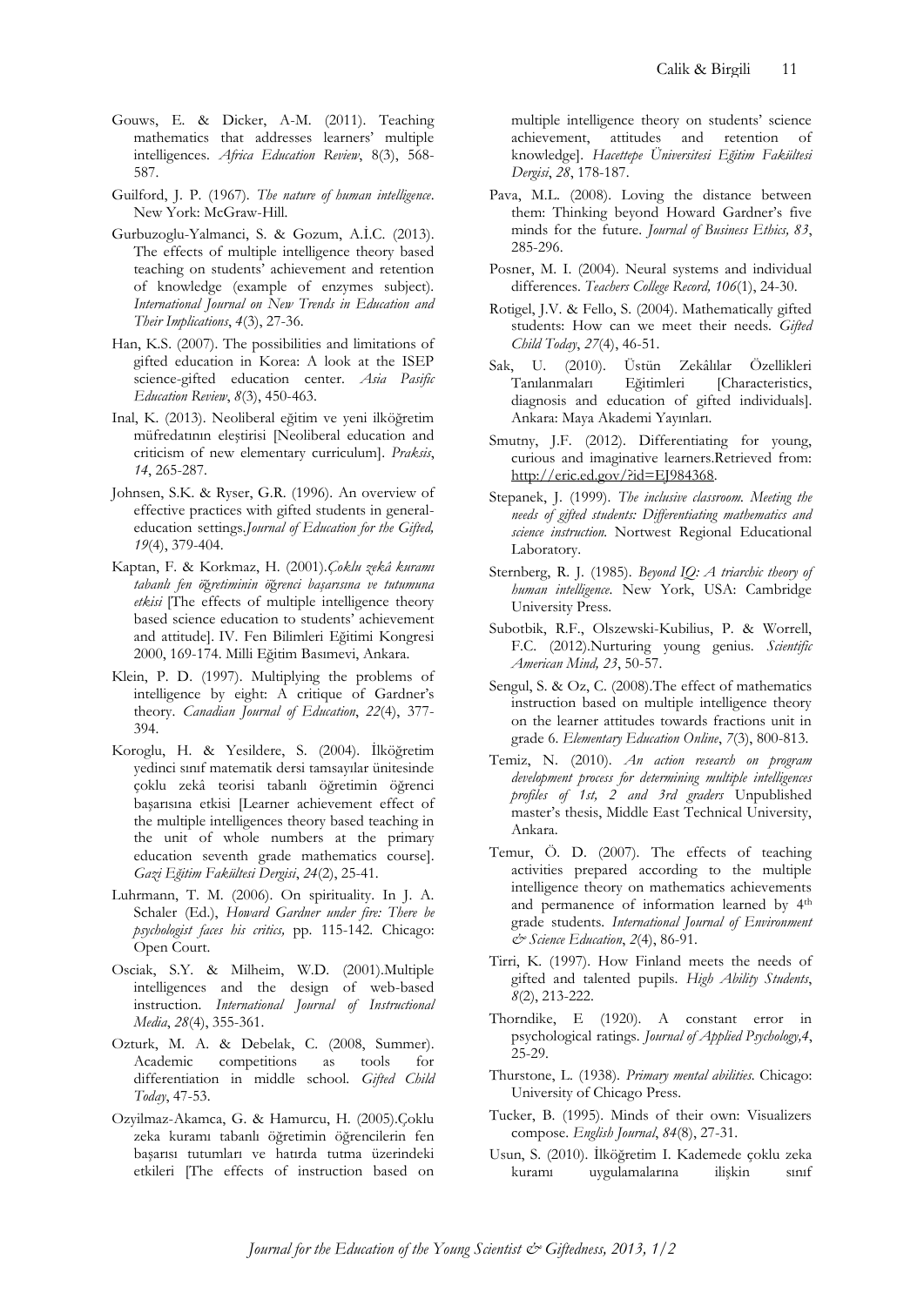Gouws, E. & Dicker, A-M. (2011). Teaching mathematics that addresses learners' multiple intelligences. *Africa Education Review*, 8(3), 568-587.

Guilford, J. P. (1967). *The nature of human intelligence*. New York: McGraw-Hill.

Gurbuzoglu-Yalmanci, S. & Gozum, A.İ.C. (2013). The effects of multiple intelligence theory based teaching on students' achievement and retention of knowledge (example of enzymes subject). *International Journal on New Trends in Education and Their Implications*, *4*(3), 27-36.

Han, K.S. (2007). The possibilities and limitations of gifted education in Korea: A look at the ISEP science-gifted education center. *Asia Pasific Education Review*, *8*(3), 450-463.

Inal, K. (2013). Neoliberal eğitim ve yeni ilköğretim müfredatının eleştirisi [Neoliberal education and criticism of new elementary curriculum]. *Praksis*, *14*, 265-287.

Johnsen, S.K. & Ryser, G.R. (1996). An overview of effective practices with gifted students in general-education settings.*Journal of Education for the Gifted, 19*(4), 379-404.

Kaptan, F. & Korkmaz, H. (2001).*Çoklu zekâ kuramı tabanlı fen öğretiminin öğrenci başarısına ve tutumuna etkisi* [The effects of multiple intelligence theory based science education to students' achievement and attitude]. IV. Fen Bilimleri Eğitimi Kongresi 2000, 169-174. Milli Eğitim Basımevi, Ankara.

Klein, P. D. (1997). Multiplying the problems of intelligence by eight: A critique of Gardner's theory. *Canadian Journal of Education*, *22*(4), 377-394.

Koroglu, H. & Yesildere, S. (2004). İlköğretim yedinci sınıf matematik dersi tamsayılar ünitesinde çoklu zekâ teorisi tabanlı öğretimin öğrenci başarısına etkisi [Learner achievement effect of the multiple intelligences theory based teaching in the unit of whole numbers at the primary education seventh grade mathematics course]. *Gazi Eğitim Fakültesi Dergisi*, *24*(2), 25-41.

Luhrmann, T. M. (2006). On spirituality. In J. A. Schaler (Ed.), *Howard Gardner under fire: There be psychologist faces his critics,* pp. 115-142. Chicago: Open Court.

Osciak, S.Y. & Milheim, W.D. (2001).Multiple intelligences and the design of web-based instruction. *International Journal of Instructional Media*, *28*(4), 355-361.

Ozturk, M. A. & Debelak, C. (2008, Summer). Academic competitions as tools for differentiation in middle school. *Gifted Child Today*, 47-53.

Ozyilmaz-Akamca, G. & Hamurcu, H. (2005).Çoklu zeka kuramı tabanlı öğretimin öğrencilerin fen başarısı tutumları ve hatırda tutma üzerindeki etkileri [The effects of instruction based on multiple intelligence theory on students' science achievement, attitudes and retention of knowledge]. *Hacettepe Üniversitesi Eğitim Fakültesi Dergisi*, *28*, 178-187.

Pava, M.L. (2008). Loving the distance between them: Thinking beyond Howard Gardner's five minds for the future. *Journal of Business Ethics, 83*, 285-296.

Posner, M. I. (2004). Neural systems and individual differences. *Teachers College Record, 106*(1), 24-30.

Rotigel, J.V. & Fello, S. (2004). Mathematically gifted students: How can we meet their needs. *Gifted Child Today*, *27*(4), 46-51.

Sak, U. (2010). Üstün Zekâlılar Özellikleri Tanılanmaları Eğitimleri [Characteristics, diagnosis and education of gifted individuals]. Ankara: Maya Akademi Yayınları.

Smutny, J.F. (2012). Differentiating for young, curious and imaginative learners.Retrieved from: http://eric.ed.gov/?id=EJ984368.

Stepanek, J. (1999). *The inclusive classroom. Meeting the needs of gifted students: Differentiating mathematics and science instruction.* Nortwest Regional Educational Laboratory.

Sternberg, R. J. (1985). *Beyond IQ: A triarchic theory of human intelligence*. New York, USA: Cambridge University Press.

Subotbik, R.F., Olszewski-Kubilius, P. & Worrell, F.C. (2012).Nurturing young genius. *Scientific American Mind, 23*, 50-57.

Sengul, S. & Oz, C. (2008).The effect of mathematics instruction based on multiple intelligence theory on the learner attitudes towards fractions unit in grade 6. *Elementary Education Online*, *7*(3), 800-813.

Temiz, N. (2010). *An action research on program development process for determining multiple intelligences profiles of 1st, 2 and 3rd graders* Unpublished master's thesis, Middle East Technical University, Ankara.

Temur, Ö. D. (2007). The effects of teaching activities prepared according to the multiple intelligence theory on mathematics achievements and permanence of information learned by 4th grade students. *International Journal of Environment & Science Education*, *2*(4), 86-91.

Tirri, K. (1997). How Finland meets the needs of gifted and talented pupils. *High Ability Students*, *8*(2), 213-222.

Thorndike, E (1920). A constant error in psychological ratings. *Journal of Applied Psychology,4*, 25-29.

Thurstone, L. (1938). *Primary mental abilities*. Chicago: University of Chicago Press.

Tucker, B. (1995). Minds of their own: Visualizers compose. *English Journal*, *84*(8), 27-31.

Usun, S. (2010). İlköğretim I. Kademede çoklu zeka kuramı uygulamalarına ilişkin sınıf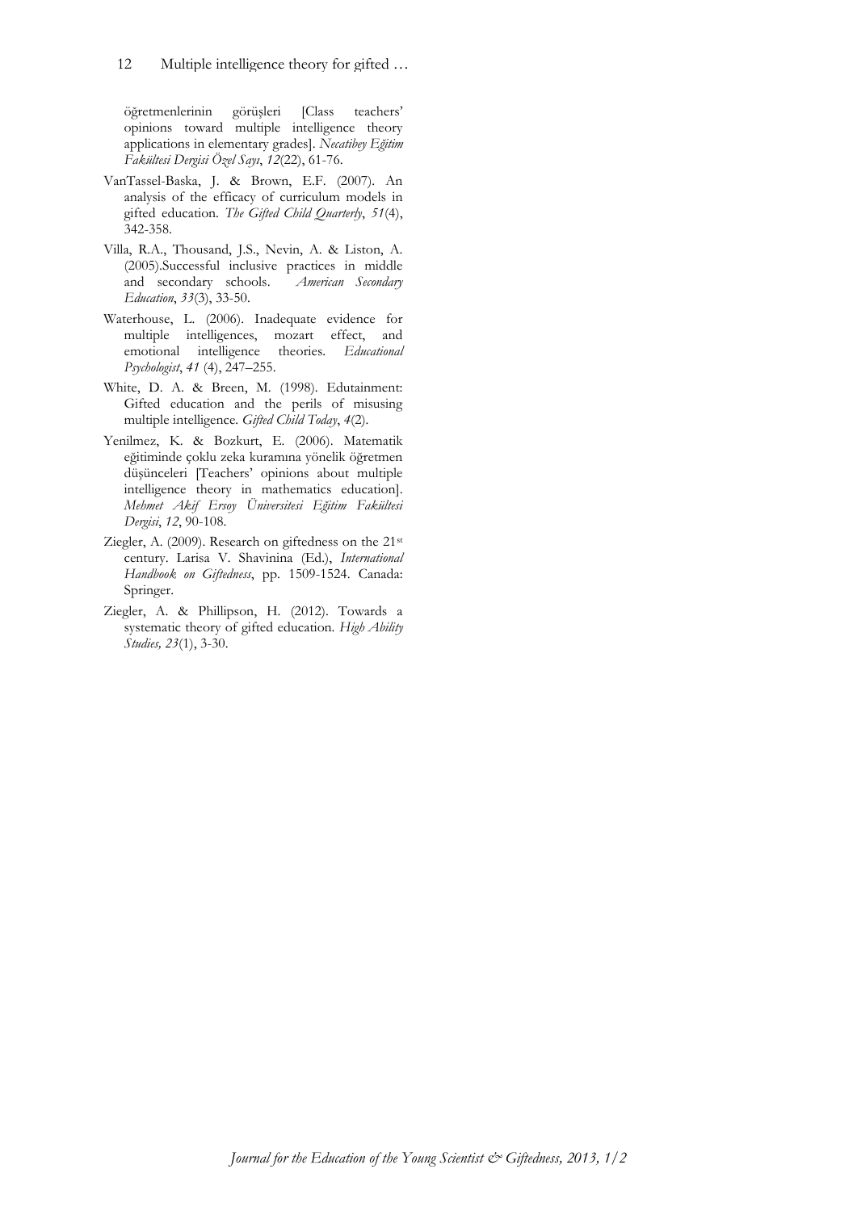öğretmenlerinin görüşleri [Class teachers' opinions toward multiple intelligence theory applications in elementary grades]. *Necatibey Eğitim Fakültesi Dergisi Özel Sayı*, *12*(22), 61-76.

VanTassel-Baska, J. & Brown, E.F. (2007). An analysis of the efficacy of curriculum models in gifted education. *The Gifted Child Quarterly*, *51*(4), 342-358.

Villa, R.A., Thousand, J.S., Nevin, A. & Liston, A. (2005).Successful inclusive practices in middle and secondary schools. *American Secondary Education*, *33*(3), 33-50.

Waterhouse, L. (2006). Inadequate evidence for multiple intelligences, mozart effect, and emotional intelligence theories. *Educational Psychologist*, *41* (4), 247–255.

White, D. A. & Breen, M. (1998). Edutainment: Gifted education and the perils of misusing multiple intelligence. *Gifted Child Today*, *4*(2).

Yenilmez, K. & Bozkurt, E. (2006). Matematik eğitiminde çoklu zeka kuramına yönelik öğretmen düşünceleri [Teachers' opinions about multiple intelligence theory in mathematics education]. *Mehmet Akif Ersoy Üniversitesi Eğitim Fakültesi Dergisi*, *12*, 90-108.

Ziegler, A. (2009). Research on giftedness on the 21st century. Larisa V. Shavinina (Ed.), *International Handbook on Giftedness*, pp. 1509-1524. Canada: Springer.

Ziegler, A. & Phillipson, H. (2012). Towards a systematic theory of gifted education. *High Ability Studies, 23*(1), 3-30.